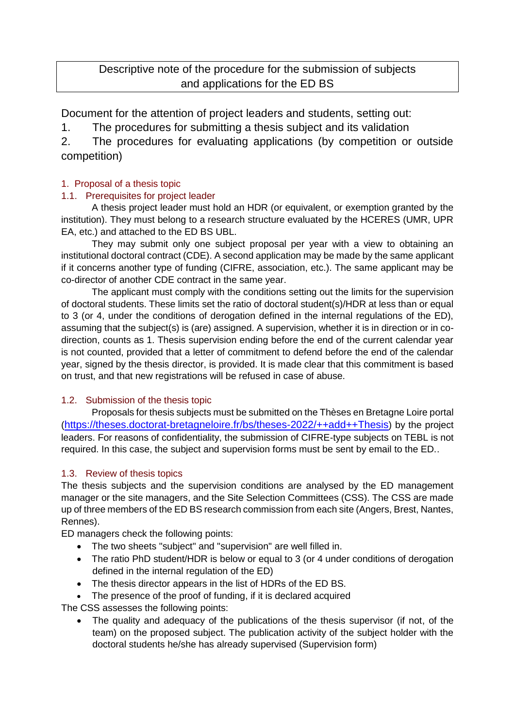# Descriptive note of the procedure for the submission of subjects and applications for the ED BS

Document for the attention of project leaders and students, setting out:

1. The procedures for submitting a thesis subject and its validation
2. The procedures for evaluating applications (by competition or outside competition)

## 1. Proposal of a thesis topic

### 1.1. Prerequisites for project leader

A thesis project leader must hold an HDR (or equivalent, or exemption granted by the institution). They must belong to a research structure evaluated by the HCERES (UMR, UPR EA, etc.) and attached to the ED BS UBL.

They may submit only one subject proposal per year with a view to obtaining an institutional doctoral contract (CDE). A second application may be made by the same applicant if it concerns another type of funding (CIFRE, association, etc.). The same applicant may be co-director of another CDE contract in the same year.

The applicant must comply with the conditions setting out the limits for the supervision of doctoral students. These limits set the ratio of doctoral student(s)/HDR at less than or equal to 3 (or 4, under the conditions of derogation defined in the internal regulations of the ED), assuming that the subject(s) is (are) assigned. A supervision, whether it is in direction or in co-direction, counts as 1. Thesis supervision ending before the end of the current calendar year is not counted, provided that a letter of commitment to defend before the end of the calendar year, signed by the thesis director, is provided. It is made clear that this commitment is based on trust, and that new registrations will be refused in case of abuse.

### 1.2. Submission of the thesis topic

Proposals for thesis subjects must be submitted on the Thèses en Bretagne Loire portal ([https://theses.doctorat-bretagneloire.fr/bs/theses-2022/++add++Thesis](https://theses.doctorat-bretagneloire.fr/bs/theses-2022/++add++Thesis)) by the project leaders. For reasons of confidentiality, the submission of CIFRE-type subjects on TEBL is not required. In this case, the subject and supervision forms must be sent by email to the ED..

### 1.3. Review of thesis topics

The thesis subjects and the supervision conditions are analysed by the ED management manager or the site managers, and the Site Selection Committees (CSS). The CSS are made up of three members of the ED BS research commission from each site (Angers, Brest, Nantes, Rennes).

ED managers check the following points:

- The two sheets "subject" and "supervision" are well filled in.
- The ratio PhD student/HDR is below or equal to 3 (or 4 under conditions of derogation defined in the internal regulation of the ED)
- The thesis director appears in the list of HDRs of the ED BS.
- The presence of the proof of funding, if it is declared acquired

The CSS assesses the following points:

- The quality and adequacy of the publications of the thesis supervisor (if not, of the team) on the proposed subject. The publication activity of the subject holder with the doctoral students he/she has already supervised (Supervision form)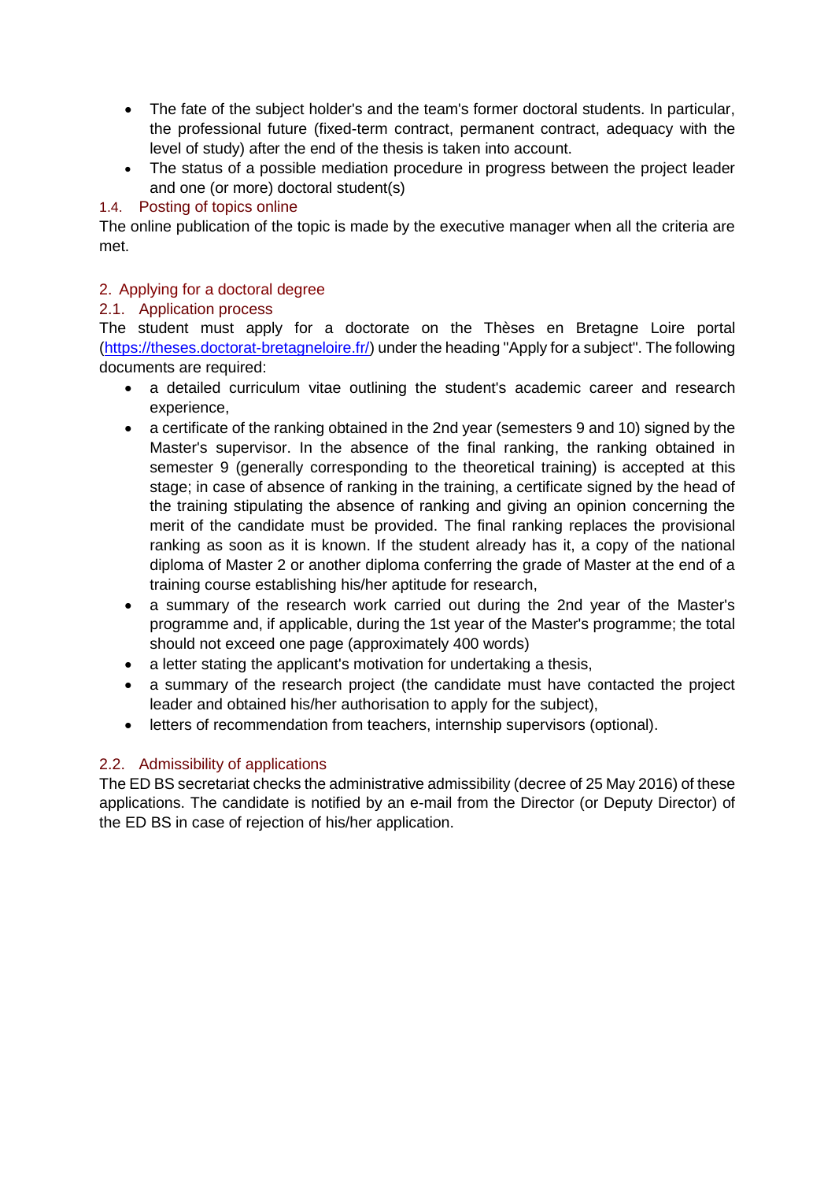- The fate of the subject holder's and the team's former doctoral students. In particular, the professional future (fixed-term contract, permanent contract, adequacy with the level of study) after the end of the thesis is taken into account.
- The status of a possible mediation procedure in progress between the project leader and one (or more) doctoral student(s)

### 1.4. Posting of topics online

The online publication of the topic is made by the executive manager when all the criteria are met.

## 2. Applying for a doctoral degree

### 2.1. Application process

The student must apply for a doctorate on the Thèses en Bretagne Loire portal (https://theses.doctorat-bretagneloire.fr/) under the heading "Apply for a subject". The following documents are required:

- a detailed curriculum vitae outlining the student's academic career and research experience,
- a certificate of the ranking obtained in the 2nd year (semesters 9 and 10) signed by the Master's supervisor. In the absence of the final ranking, the ranking obtained in semester 9 (generally corresponding to the theoretical training) is accepted at this stage; in case of absence of ranking in the training, a certificate signed by the head of the training stipulating the absence of ranking and giving an opinion concerning the merit of the candidate must be provided. The final ranking replaces the provisional ranking as soon as it is known. If the student already has it, a copy of the national diploma of Master 2 or another diploma conferring the grade of Master at the end of a training course establishing his/her aptitude for research,
- a summary of the research work carried out during the 2nd year of the Master's programme and, if applicable, during the 1st year of the Master's programme; the total should not exceed one page (approximately 400 words)
- a letter stating the applicant's motivation for undertaking a thesis,
- a summary of the research project (the candidate must have contacted the project leader and obtained his/her authorisation to apply for the subject),
- letters of recommendation from teachers, internship supervisors (optional).

### 2.2. Admissibility of applications

The ED BS secretariat checks the administrative admissibility (decree of 25 May 2016) of these applications. The candidate is notified by an e-mail from the Director (or Deputy Director) of the ED BS in case of rejection of his/her application.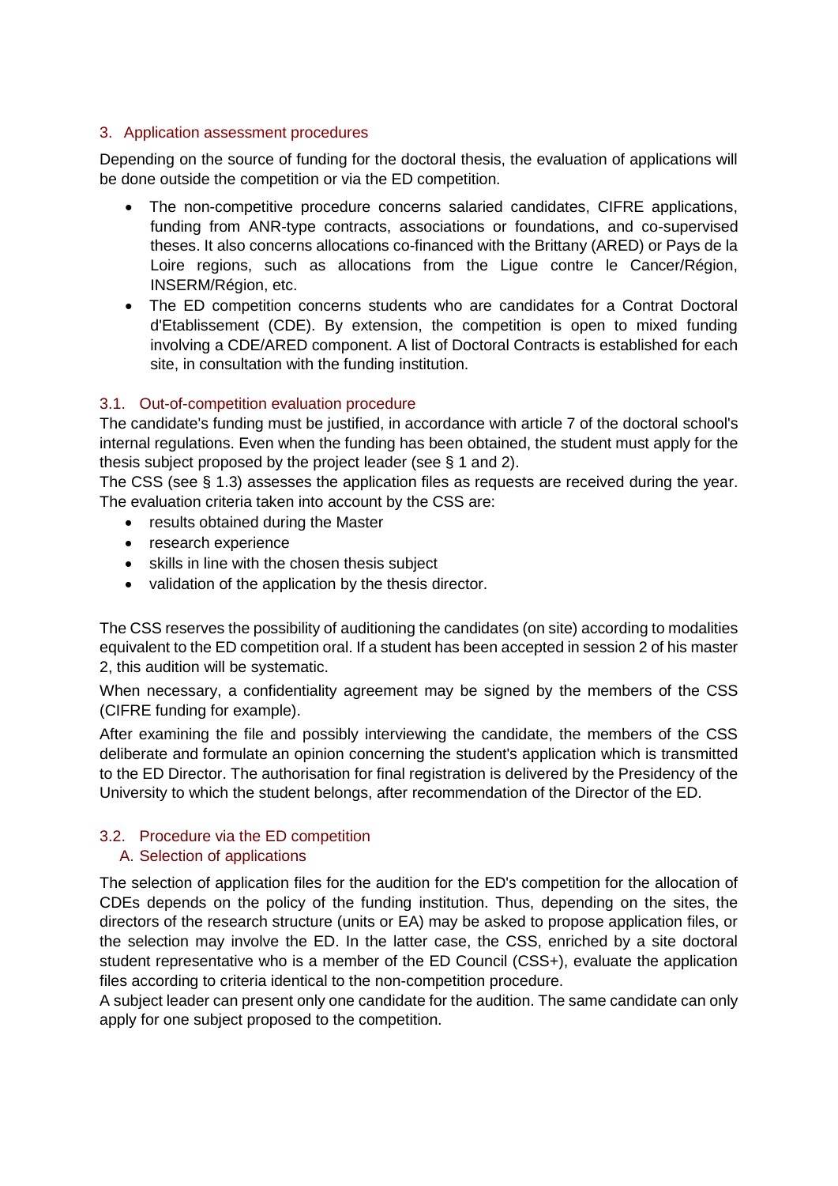## 3. Application assessment procedures

Depending on the source of funding for the doctoral thesis, the evaluation of applications will be done outside the competition or via the ED competition.

- The non-competitive procedure concerns salaried candidates, CIFRE applications, funding from ANR-type contracts, associations or foundations, and co-supervised theses. It also concerns allocations co-financed with the Brittany (ARED) or Pays de la Loire regions, such as allocations from the Ligue contre le Cancer/Région, INSERM/Région, etc.
- The ED competition concerns students who are candidates for a Contrat Doctoral d'Etablissement (CDE). By extension, the competition is open to mixed funding involving a CDE/ARED component. A list of Doctoral Contracts is established for each site, in consultation with the funding institution.

### 3.1. Out-of-competition evaluation procedure

The candidate's funding must be justified, in accordance with article 7 of the doctoral school's internal regulations. Even when the funding has been obtained, the student must apply for the thesis subject proposed by the project leader (see § 1 and 2).

The CSS (see § 1.3) assesses the application files as requests are received during the year. The evaluation criteria taken into account by the CSS are:

- results obtained during the Master
- research experience
- skills in line with the chosen thesis subject
- validation of the application by the thesis director.

The CSS reserves the possibility of auditioning the candidates (on site) according to modalities equivalent to the ED competition oral. If a student has been accepted in session 2 of his master 2, this audition will be systematic.

When necessary, a confidentiality agreement may be signed by the members of the CSS (CIFRE funding for example).

After examining the file and possibly interviewing the candidate, the members of the CSS deliberate and formulate an opinion concerning the student's application which is transmitted to the ED Director. The authorisation for final registration is delivered by the Presidency of the University to which the student belongs, after recommendation of the Director of the ED.

### 3.2. Procedure via the ED competition

#### A. Selection of applications

The selection of application files for the audition for the ED's competition for the allocation of CDEs depends on the policy of the funding institution. Thus, depending on the sites, the directors of the research structure (units or EA) may be asked to propose application files, or the selection may involve the ED. In the latter case, the CSS, enriched by a site doctoral student representative who is a member of the ED Council (CSS+), evaluate the application files according to criteria identical to the non-competition procedure.

A subject leader can present only one candidate for the audition. The same candidate can only apply for one subject proposed to the competition.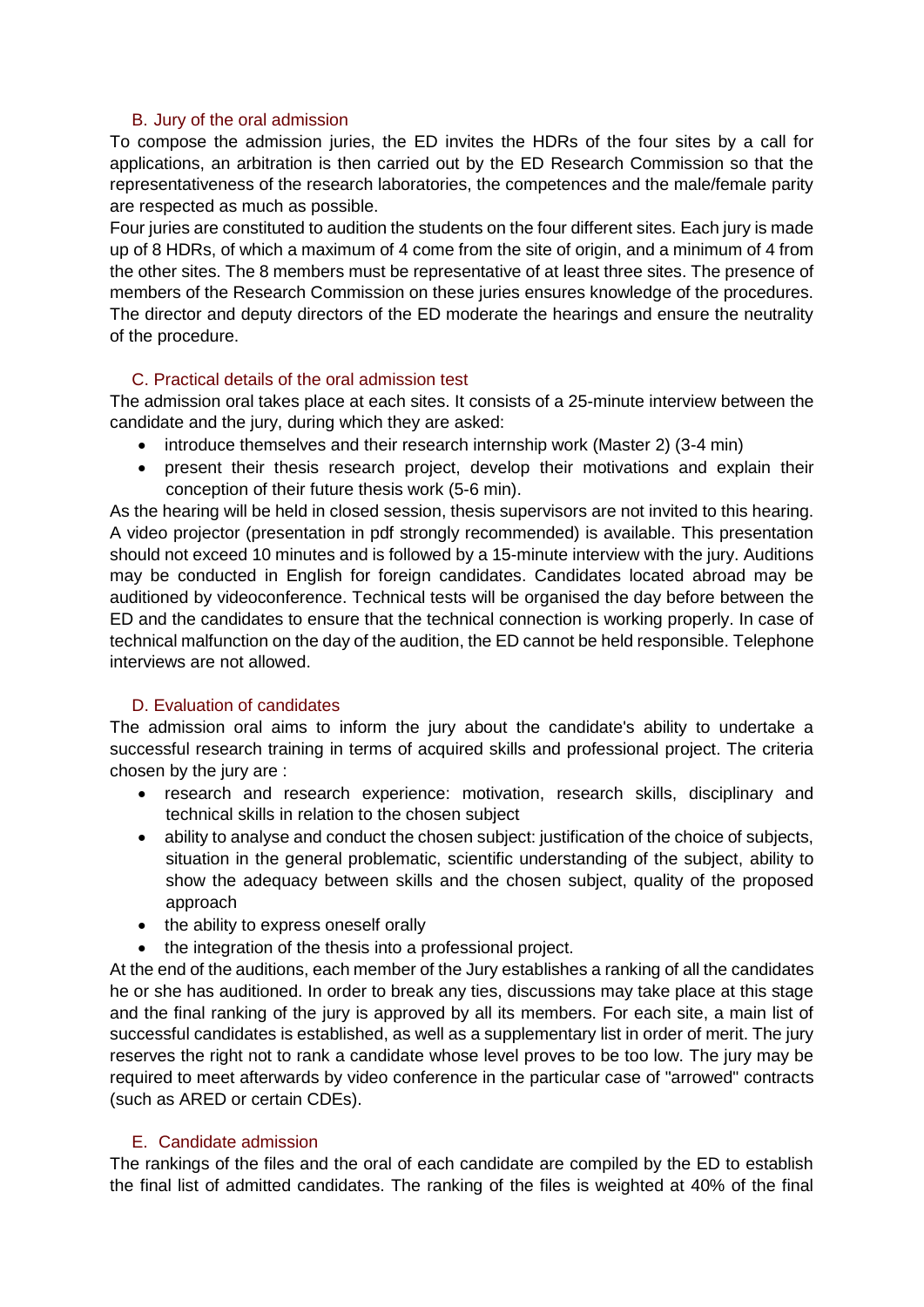### B. Jury of the oral admission

To compose the admission juries, the ED invites the HDRs of the four sites by a call for applications, an arbitration is then carried out by the ED Research Commission so that the representativeness of the research laboratories, the competences and the male/female parity are respected as much as possible.

Four juries are constituted to audition the students on the four different sites. Each jury is made up of 8 HDRs, of which a maximum of 4 come from the site of origin, and a minimum of 4 from the other sites. The 8 members must be representative of at least three sites. The presence of members of the Research Commission on these juries ensures knowledge of the procedures. The director and deputy directors of the ED moderate the hearings and ensure the neutrality of the procedure.

### C. Practical details of the oral admission test

The admission oral takes place at each sites. It consists of a 25-minute interview between the candidate and the jury, during which they are asked:

- introduce themselves and their research internship work (Master 2) (3-4 min)
- present their thesis research project, develop their motivations and explain their conception of their future thesis work (5-6 min).

As the hearing will be held in closed session, thesis supervisors are not invited to this hearing. A video projector (presentation in pdf strongly recommended) is available. This presentation should not exceed 10 minutes and is followed by a 15-minute interview with the jury. Auditions may be conducted in English for foreign candidates. Candidates located abroad may be auditioned by videoconference. Technical tests will be organised the day before between the ED and the candidates to ensure that the technical connection is working properly. In case of technical malfunction on the day of the audition, the ED cannot be held responsible. Telephone interviews are not allowed.

### D. Evaluation of candidates

The admission oral aims to inform the jury about the candidate's ability to undertake a successful research training in terms of acquired skills and professional project. The criteria chosen by the jury are :

- research and research experience: motivation, research skills, disciplinary and technical skills in relation to the chosen subject
- ability to analyse and conduct the chosen subject: justification of the choice of subjects, situation in the general problematic, scientific understanding of the subject, ability to show the adequacy between skills and the chosen subject, quality of the proposed approach
- the ability to express oneself orally
- the integration of the thesis into a professional project.

At the end of the auditions, each member of the Jury establishes a ranking of all the candidates he or she has auditioned. In order to break any ties, discussions may take place at this stage and the final ranking of the jury is approved by all its members. For each site, a main list of successful candidates is established, as well as a supplementary list in order of merit. The jury reserves the right not to rank a candidate whose level proves to be too low. The jury may be required to meet afterwards by video conference in the particular case of "arrowed" contracts (such as ARED or certain CDEs).

### E. Candidate admission

The rankings of the files and the oral of each candidate are compiled by the ED to establish the final list of admitted candidates. The ranking of the files is weighted at 40% of the final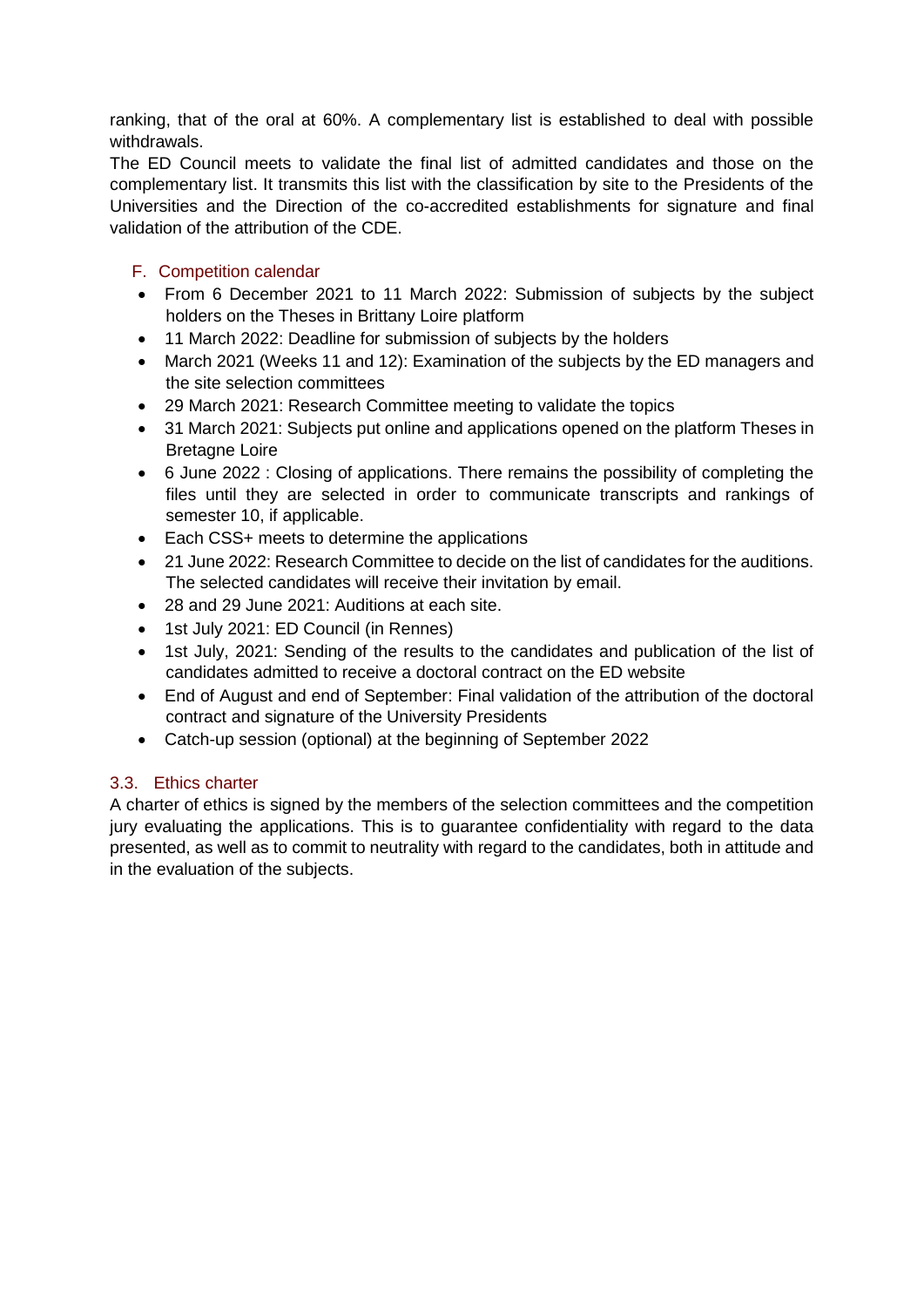ranking, that of the oral at 60%. A complementary list is established to deal with possible withdrawals.

The ED Council meets to validate the final list of admitted candidates and those on the complementary list. It transmits this list with the classification by site to the Presidents of the Universities and the Direction of the co-accredited establishments for signature and final validation of the attribution of the CDE.

### F. Competition calendar

- From 6 December 2021 to 11 March 2022: Submission of subjects by the subject holders on the Theses in Brittany Loire platform
- 11 March 2022: Deadline for submission of subjects by the holders
- March 2021 (Weeks 11 and 12): Examination of the subjects by the ED managers and the site selection committees
- 29 March 2021: Research Committee meeting to validate the topics
- 31 March 2021: Subjects put online and applications opened on the platform Theses in Bretagne Loire
- 6 June 2022 : Closing of applications. There remains the possibility of completing the files until they are selected in order to communicate transcripts and rankings of semester 10, if applicable.
- Each CSS+ meets to determine the applications
- 21 June 2022: Research Committee to decide on the list of candidates for the auditions. The selected candidates will receive their invitation by email.
- 28 and 29 June 2021: Auditions at each site.
- 1st July 2021: ED Council (in Rennes)
- 1st July, 2021: Sending of the results to the candidates and publication of the list of candidates admitted to receive a doctoral contract on the ED website
- End of August and end of September: Final validation of the attribution of the doctoral contract and signature of the University Presidents
- Catch-up session (optional) at the beginning of September 2022

## 3.3. Ethics charter

A charter of ethics is signed by the members of the selection committees and the competition jury evaluating the applications. This is to guarantee confidentiality with regard to the data presented, as well as to commit to neutrality with regard to the candidates, both in attitude and in the evaluation of the subjects.